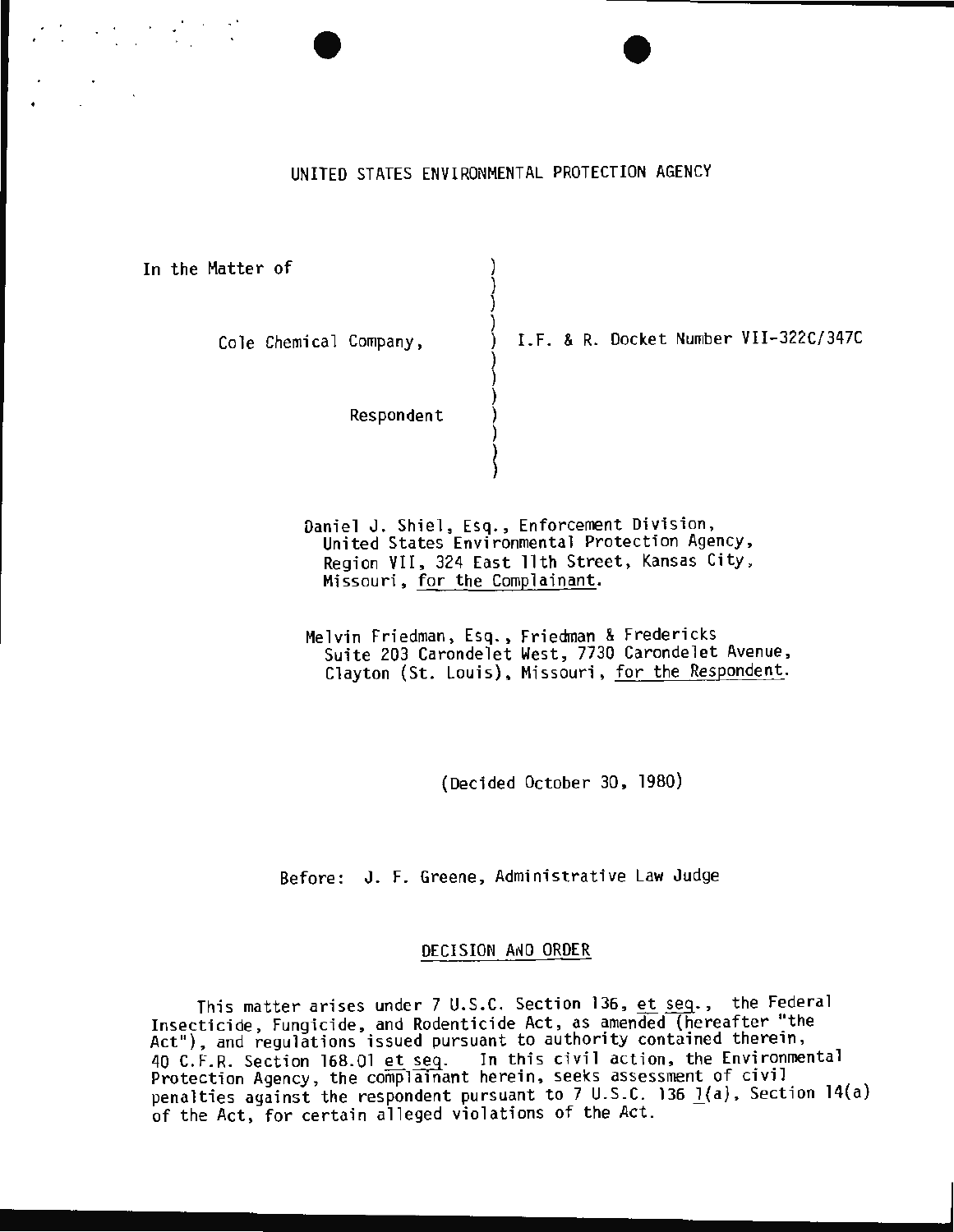# UNITED STATES ENVIRONMENTAL PROTECTION AGENCY

In the Matter of

Cole Chemical Company,

Respondent

I.F. & R. Docket Number VII-322C/347C

Daniel J. Shiel, Esq., Enforcement Division, United States Environmental Protection Agency, Region VII, 324 East 11th Street, Kansas City, Missouri, for the Complainant.

Melvin Friedman, Esq., Friedman & Fredericks Suite 203 Carondelet West, 7730 Carondelet Avenue, Clayton (St. Louis), Missouri, for the Respondent.

(Decided October 30, 1980)

Before: J. F. Greene, Administrative Law Judge

## DECISION AND ORDER

This matter arises under 7 U.S.C. Section 136, et seq., the Federal Insecticide, Fungicide, and Rodenticide Act, as amended (hereafter "the Act"), and regulations issued pursuant to authority contained therein, 40 C.F.R. Section 168.01 et seq. In this civil action, the Environmental Protection Agency, the complainant herein, seeks assessment of civil penalties against the respondent pursuant to 7 U.S.C. 136 l(a), Section 14(a) of the Act, for certain alleged violations of the Act.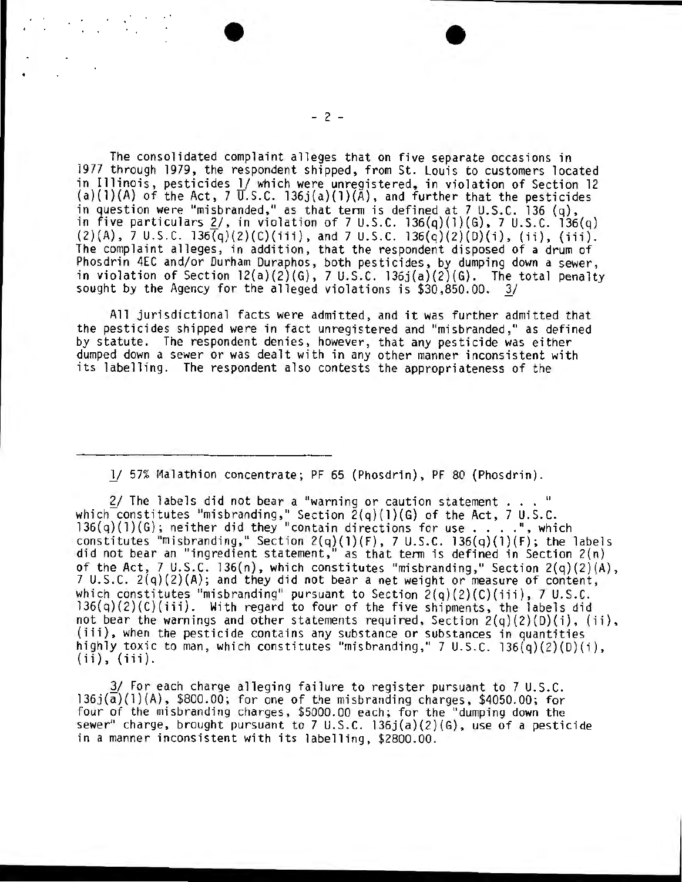The consolidated complaint alleges that on five separate occasions in 1977 through 1979, the respondent shipped, from St. Louis to customers located in Illinois, pesticides 1/ which were unregistered, in violation of Section 12 (a)(1)(A) of the Act, 7 U.S.C. 136j(a)(1)(A), and further that the pesticides in question were "misbranded," as that term is defined at 7 U.S.C. 136 (q), in five particulars 2/, in violation of 7 U.S.C. 136(q)(1)(G), 7 U.S.C. 136(q)(2)(A), 7 U.S.C. 136(q)(2)(C)(iii), and 7 U.S.C. 136(q)(2)(D)(i), (ii), (iii). The complaint alleges, in addition, that the respondent disposed of a drum of Phosdrin 4EC and/or Durham Duraphos, both pesticides, by dumping down a sewer, in violation of Section 12(a)(2)(G), 7 U.S.C. 136j(a)(2)(G). The total penalty sought by the Agency for the alleged violations is $30,850.00. 3/

All jurisdictional facts were admitted, and it was further admitted that the pesticides shipped were in fact unregistered and "misbranded," as defined by statute. The respondent denies, however, that any pesticide was either dumped down a sewer or was dealt with in any other manner inconsistent with its labelling. The respondent also contests the appropriateness of the

---

1/ 57% Malathion concentrate; PF 65 (Phosdrin), PF 80 (Phosdrin).

2/ The labels did not bear a "warning or caution statement . . . " which constitutes "misbranding," Section 2(q)(1)(G) of the Act, 7 U.S.C. 136(q)(1)(G); neither did they "contain directions for use . . . .", which constitutes "misbranding," Section 2(q)(1)(F), 7 U.S.C. 136(q)(1)(F); the labels did not bear an "ingredient statement," as that term is defined in Section 2(n) of the Act, 7 U.S.C. 136(n), which constitutes "misbranding," Section 2(q)(2)(A), 7 U.S.C. 2(q)(2)(A); and they did not bear a net weight or measure of content, which constitutes "misbranding" pursuant to Section 2(q)(2)(C)(iii), 7 U.S.C. 136(q)(2)(C)(iii). With regard to four of the five shipments, the labels did not bear the warnings and other statements required, Section 2(q)(2)(D)(i), (ii), (iii), when the pesticide contains any substance or substances in quantities highly toxic to man, which constitutes "misbranding," 7 U.S.C. 136(q)(2)(D)(i), (ii), (iii).

3/ For each charge alleging failure to register pursuant to 7 U.S.C. 136j(a)(1)(A), $800.00; for one of the misbranding charges, $4050.00; for four of the misbranding charges, $5000.00 each; for the "dumping down the sewer" charge, brought pursuant to 7 U.S.C. 136j(a)(2)(G), use of a pesticide in a manner inconsistent with its labelling, $2800.00.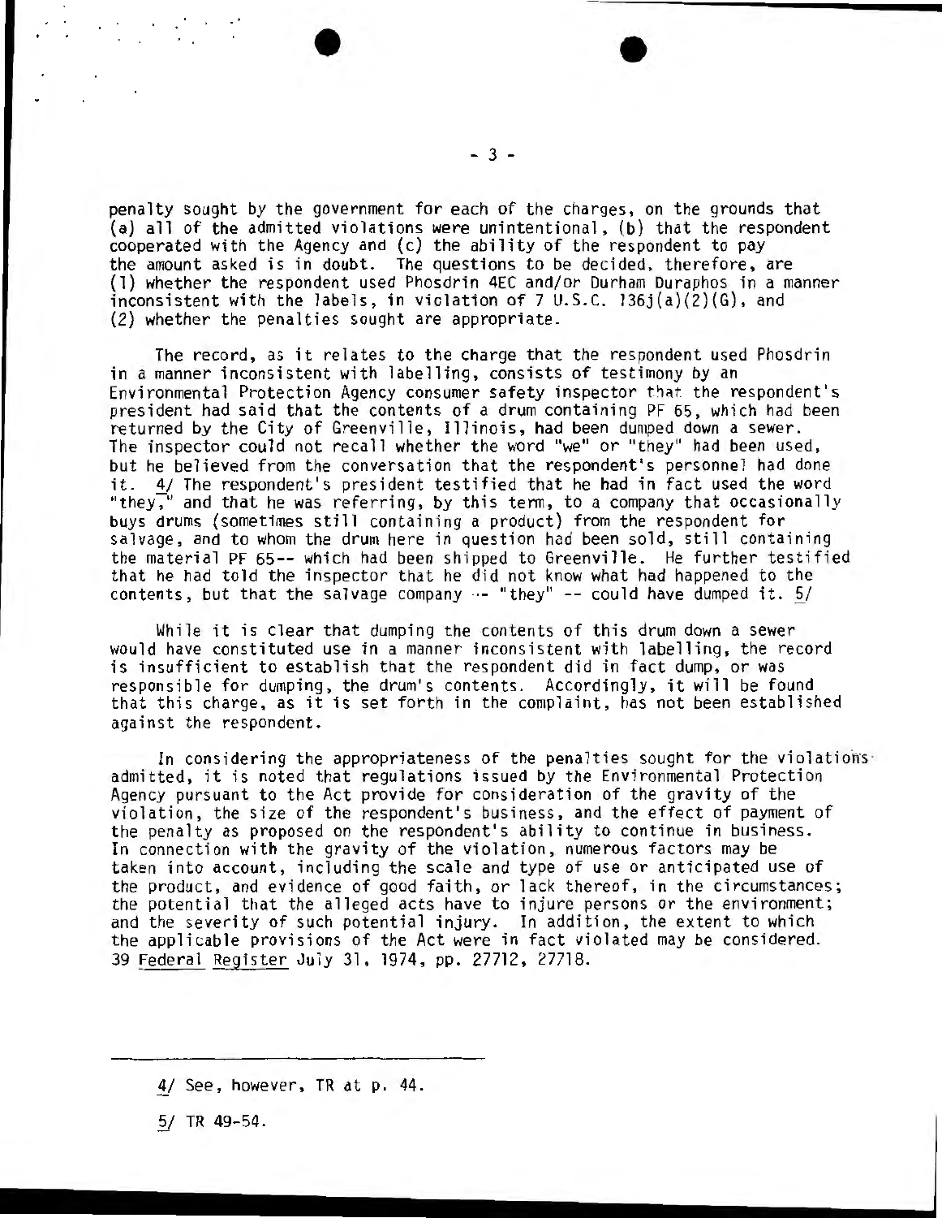penalty sought by the government for each of the charges, on the grounds that (a) all of the admitted violations were unintentional, (b) that the respondent cooperated with the Agency and (c) the ability of the respondent to pay the amount asked is in doubt. The questions to be decided, therefore, are (1) whether the respondent used Phosdrin 4EC and/or Durham Duraphos in a manner inconsistent with the labels, in violation of 7 U.S.C. 136j(a)(2)(G), and (2) whether the penalties sought are appropriate.

The record, as it relates to the charge that the respondent used Phosdrin in a manner inconsistent with labelling, consists of testimony by an Environmental Protection Agency consumer safety inspector that the respondent's president had said that the contents of a drum containing PF 65, which had been returned by the City of Greenville, Illinois, had been dumped down a sewer. The inspector could not recall whether the word "we" or "they" had been used, but he believed from the conversation that the respondent's personnel had done it. 4/ The respondent's president testified that he had in fact used the word "they," and that he was referring, by this term, to a company that occasionally buys drums (sometimes still containing a product) from the respondent for salvage, and to whom the drum here in question had been sold, still containing the material PF 65-- which had been shipped to Greenville. He further testified that he had told the inspector that he did not know what had happened to the contents, but that the salvage company -- "they" -- could have dumped it. 5/

While it is clear that dumping the contents of this drum down a sewer would have constituted use in a manner inconsistent with labelling, the record is insufficient to establish that the respondent did in fact dump, or was responsible for dumping, the drum's contents. Accordingly, it will be found that this charge, as it is set forth in the complaint, has not been established against the respondent.

In considering the appropriateness of the penalties sought for the violations admitted, it is noted that regulations issued by the Environmental Protection Agency pursuant to the Act provide for consideration of the gravity of the violation, the size of the respondent's business, and the effect of payment of the penalty as proposed on the respondent's ability to continue in business. In connection with the gravity of the violation, numerous factors may be taken into account, including the scale and type of use or anticipated use of the product, and evidence of good faith, or lack thereof, in the circumstances; the potential that the alleged acts have to injure persons or the environment; and the severity of such potential injury. In addition, the extent to which the applicable provisions of the Act were in fact violated may be considered. 39 Federal Register July 31, 1974, pp. 27712, 27718.

---

4/ See, however, TR at p. 44.

5/ TR 49-54.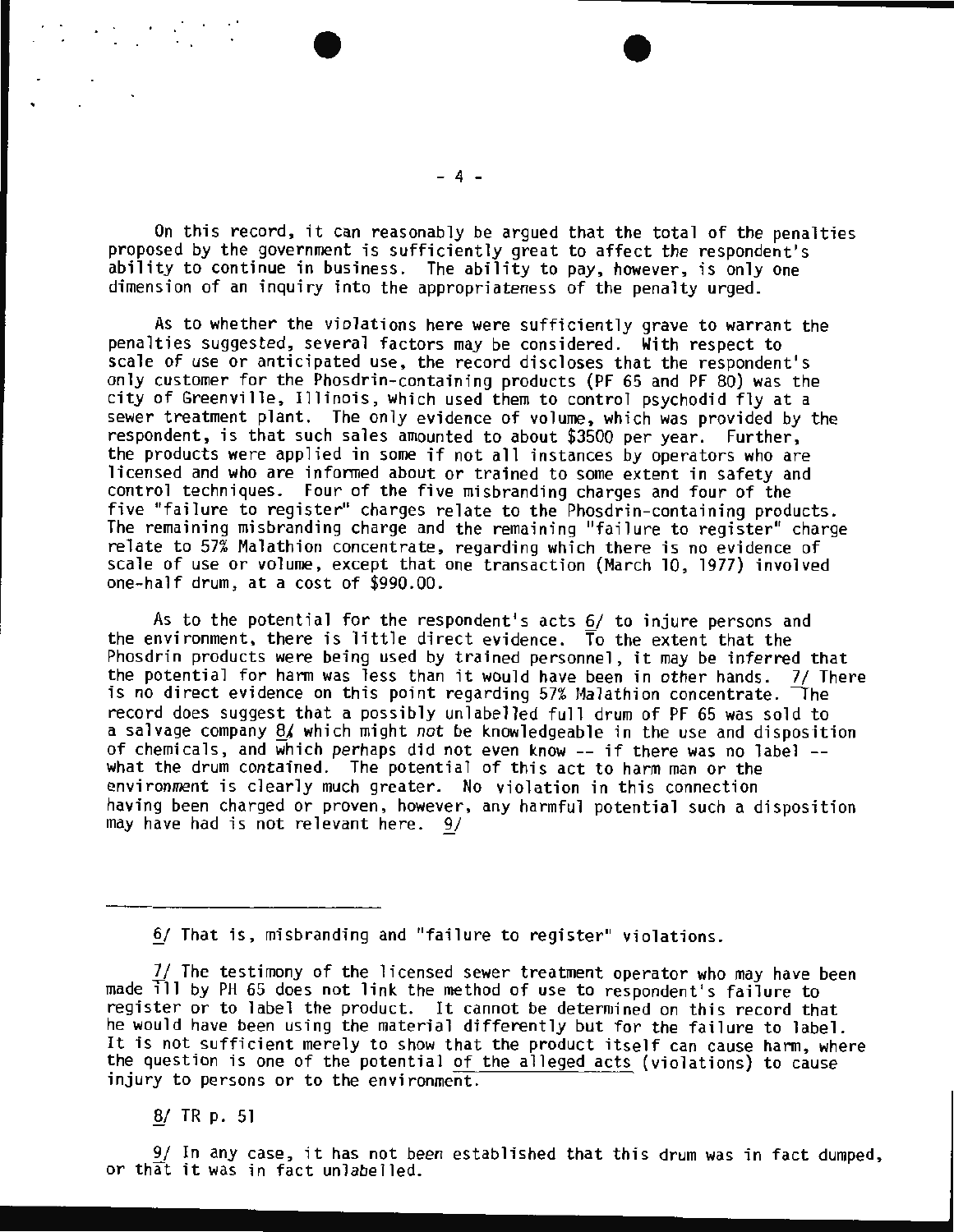On this record, it can reasonably be argued that the total of the penalties proposed by the government is sufficiently great to affect the respondent's ability to continue in business. The ability to pay, however, is only one dimension of an inquiry into the appropriateness of the penalty urged.

As to whether the violations here were sufficiently grave to warrant the penalties suggested, several factors may be considered. With respect to scale of use or anticipated use, the record discloses that the respondent's only customer for the Phosdrin-containing products (PF 65 and PF 80) was the city of Greenville, Illinois, which used them to control psychodid fly at a sewer treatment plant. The only evidence of volume, which was provided by the respondent, is that such sales amounted to about $3500 per year. Further, the products were applied in some if not all instances by operators who are licensed and who are informed about or trained to some extent in safety and control techniques. Four of the five misbranding charges and four of the five "failure to register" charges relate to the Phosdrin-containing products. The remaining misbranding charge and the remaining "failure to register" charge relate to 57% Malathion concentrate, regarding which there is no evidence of scale of use or volume, except that one transaction (March 10, 1977) involved one-half drum, at a cost of $990.00.

As to the potential for the respondent's acts 6/ to injure persons and the environment, there is little direct evidence. To the extent that the Phosdrin products were being used by trained personnel, it may be inferred that the potential for harm was less than it would have been in other hands. 7/ There is no direct evidence on this point regarding 57% Malathion concentrate. The record does suggest that a possibly unlabelled full drum of PF 65 was sold to a salvage company 8/ which might *not* be knowledgeable in the use and disposition of chemicals, and which perhaps did not even know -- if there was no label -- what the drum contained. The potential of this act to harm man or the environment is clearly much greater. No violation in this connection having been charged or proven, however, any harmful potential such a disposition may have had is not relevant here. 9/

---

6/ That is, misbranding and "failure to register" violations.

7/ The testimony of the licensed sewer treatment operator who may have been made ill by PH 65 does not link the method of use to respondent's failure to register or to label the product. It cannot be determined on this record that he would have been using the material differently but for the failure to label. It is not sufficient merely to show that the product itself can cause harm, where the question is one of the potential of the alleged acts (violations) to cause injury to persons or to the environment.

8/ TR p. 51

9/ In any case, it has not been established that this drum was in fact dumped, or that it was in fact unlabelled.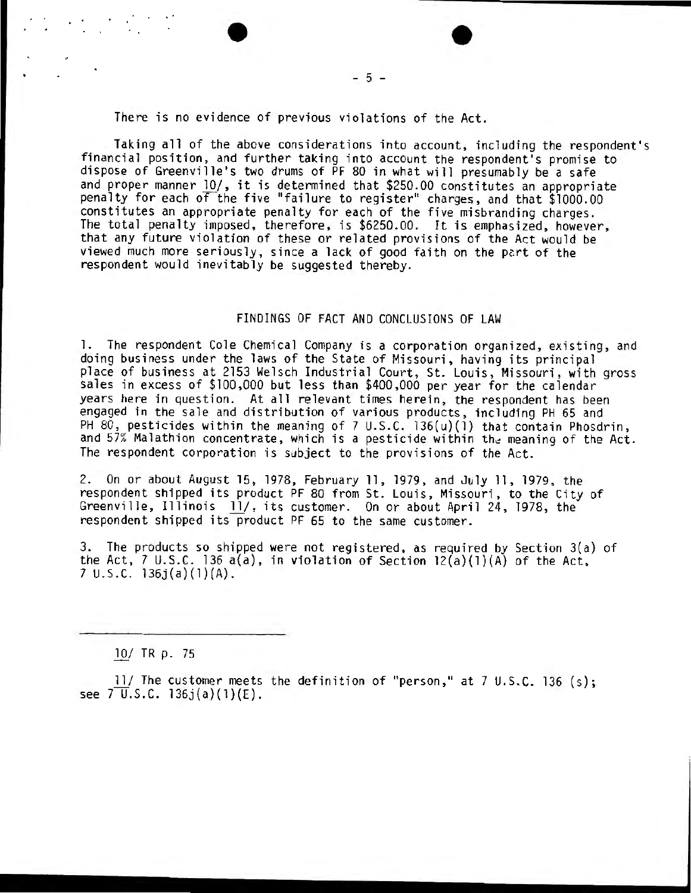There is no evidence of previous violations of the Act.

Taking all of the above considerations into account, including the respondent's financial position, and further taking into account the respondent's promise to dispose of Greenville's two drums of PF 80 in what will presumably be a safe and proper manner 10/, it is determined that $250.00 constitutes an appropriate penalty for each of the five "failure to register" charges, and that $1000.00 constitutes an appropriate penalty for each of the five misbranding charges. The total penalty imposed, therefore, is $6250.00. It is emphasized, however, that any future violation of these or related provisions of the Act would be viewed much more seriously, since a lack of good faith on the part of the respondent would inevitably be suggested thereby.

## FINDINGS OF FACT AND CONCLUSIONS OF LAW

1. The respondent Cole Chemical Company is a corporation organized, existing, and doing business under the laws of the State of Missouri, having its principal place of business at 2153 Welsch Industrial Court, St. Louis, Missouri, with gross sales in excess of $100,000 but less than $400,000 per year for the calendar years here in question. At all relevant times herein, the respondent has been engaged in the sale and distribution of various products, including PH 65 and PH 80, pesticides within the meaning of 7 U.S.C. 136(u)(1) that contain Phosdrin, and 57% Malathion concentrate, which is a pesticide within the meaning of the Act. The respondent corporation is subject to the provisions of the Act.

2. On or about August 15, 1978, February 11, 1979, and July 11, 1979, the respondent shipped its product PF 80 from St. Louis, Missouri, to the City of Greenville, Illinois 11/, its customer. On or about April 24, 1978, the respondent shipped its product PF 65 to the same customer.

3. The products so shipped were not registered, as required by Section 3(a) of the Act, 7 U.S.C. 136 a(a), in violation of Section 12(a)(1)(A) of the Act, 7 U.S.C. 136j(a)(1)(A).

---

10/ TR p. 75

11/ The customer meets the definition of "person," at 7 U.S.C. 136 (s); see 7 U.S.C. 136j(a)(1)(E).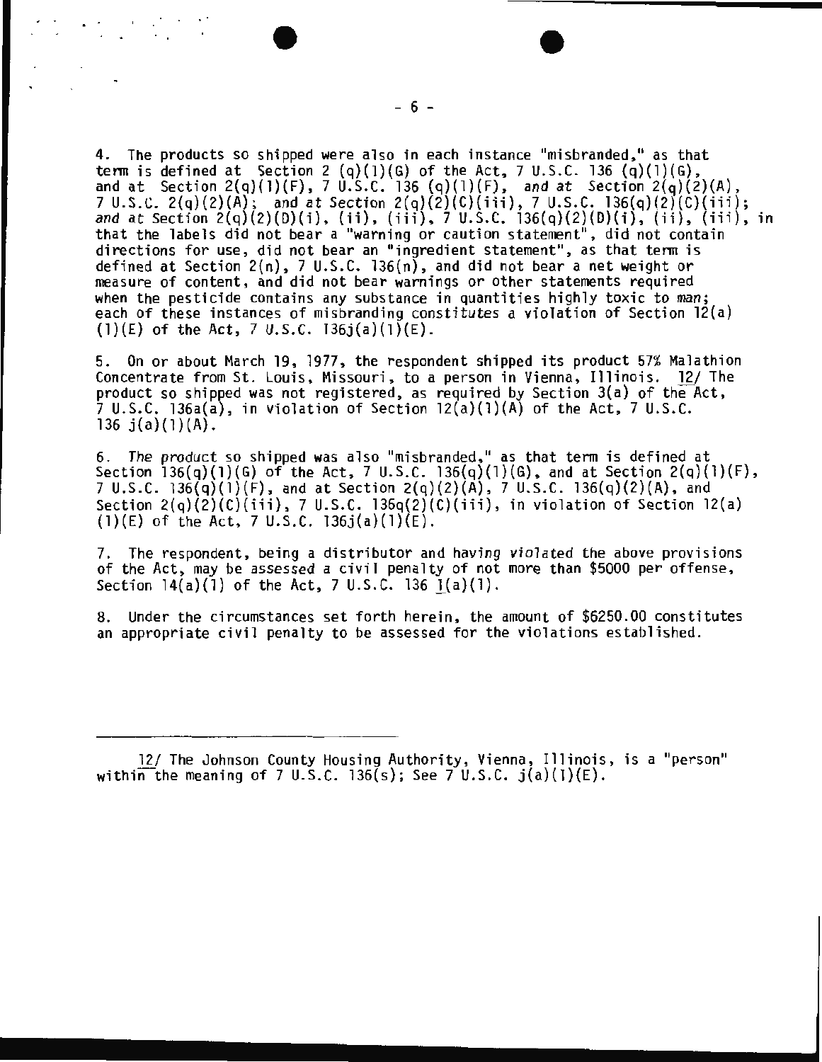4. The products so shipped were also in each instance "misbranded," as that term is defined at Section 2 (q)(1)(G) of the Act, 7 U.S.C. 136 (q)(1)(G), and at Section 2(q)(1)(F), 7 U.S.C. 136 (q)(1)(F), and at Section 2(q)(2)(A), 7 U.S.C. 2(q)(2)(A); and at Section 2(q)(2)(C)(iii), 7 U.S.C. 136(q)(2)(C)(iii); and at Section 2(q)(2)(D)(i), (ii), (iii), 7 U.S.C. 136(q)(2)(D)(i), (ii), (iii), in that the labels did not bear a "warning or caution statement", did not contain directions for use, did not bear an "ingredient statement", as that term is defined at Section 2(n), 7 U.S.C. 136(n), and did not bear a net weight or measure of content, and did not bear warnings or other statements required when the pesticide contains any substance in quantities highly toxic to man; each of these instances of misbranding constitutes a violation of Section 12(a)(1)(E) of the Act, 7 U.S.C. 136j(a)(1)(E).

5. On or about March 19, 1977, the respondent shipped its product 57% Malathion Concentrate from St. Louis, Missouri, to a person in Vienna, Illinois. 12/ The product so shipped was not registered, as required by Section 3(a) of the Act, 7 U.S.C. 136a(a), in violation of Section 12(a)(1)(A) of the Act, 7 U.S.C. 136 j(a)(1)(A).

6. The product so shipped was also "misbranded," as that term is defined at Section 136(q)(1)(G) of the Act, 7 U.S.C. 136(q)(1)(G), and at Section 2(q)(1)(F), 7 U.S.C. 136(q)(1)(F), and at Section 2(q)(2)(A), 7 U.S.C. 136(q)(2)(A), and Section 2(q)(2)(C)(iii), 7 U.S.C. 136q(2)(C)(iii), in violation of Section 12(a)(1)(E) of the Act, 7 U.S.C. 136j(a)(1)(E).

7. The respondent, being a distributor and having violated the above provisions of the Act, may be assessed a civil penalty of not more than $5000 per offense, Section 14(a)(1) of the Act, 7 U.S.C. 136 l(a)(1).

8. Under the circumstances set forth herein, the amount of $6250.00 constitutes an appropriate civil penalty to be assessed for the violations established.

---

12/ The Johnson County Housing Authority, Vienna, Illinois, is a "person" within the meaning of 7 U.S.C. 136(s); See 7 U.S.C. j(a)(1)(E).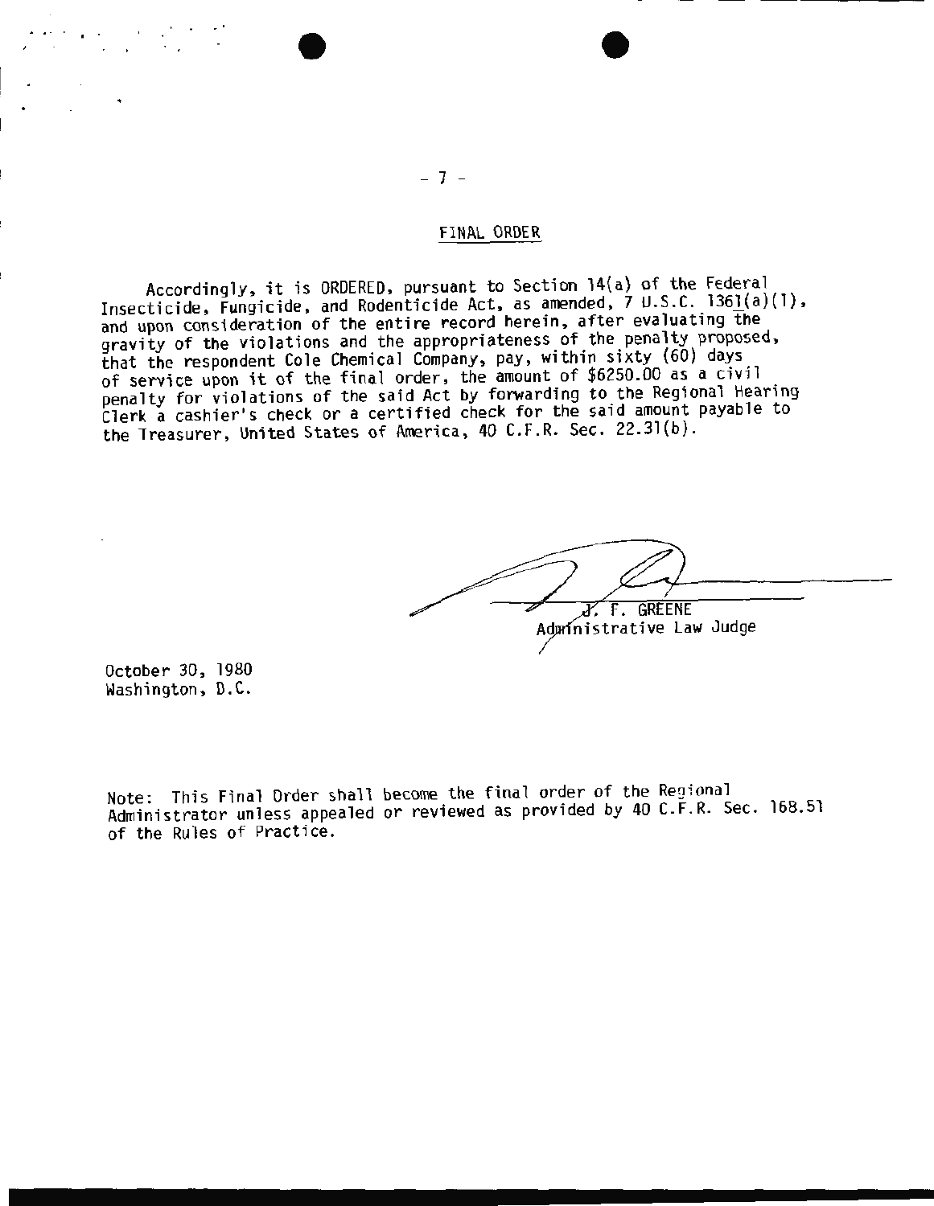## FINAL ORDER

Accordingly, it is ORDERED, pursuant to Section 14(a) of the Federal Insecticide, Fungicide, and Rodenticide Act, as amended, 7 U.S.C. 1361(a)(1), and upon consideration of the entire record herein, after evaluating the gravity of the violations and the appropriateness of the penalty proposed, that the respondent Cole Chemical Company, pay, within sixty (60) days of service upon it of the final order, the amount of $6250.00 as a civil penalty for violations of the said Act by forwarding to the Regional Hearing Clerk a cashier's check or a certified check for the said amount payable to the Treasurer, United States of America, 40 C.F.R. Sec. 22.31(b).

J. F. GREENE
Administrative Law Judge

October 30, 1980
Washington, D.C.

Note: This Final Order shall become the final order of the Regional Administrator unless appealed or reviewed as provided by 40 C.F.R. Sec. 168.51 of the Rules of Practice.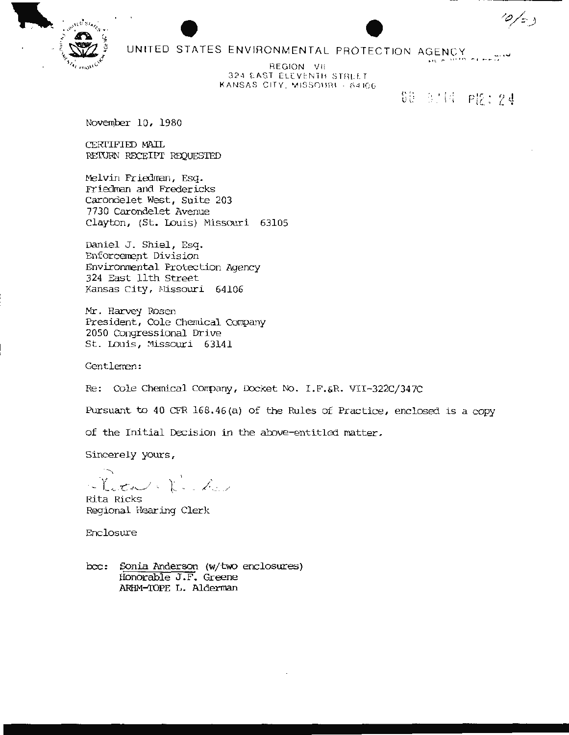UNITED STATES ENVIRONMENTAL PROTECTION AGENCY

REGION VII
324 EAST ELEVENTH STREET
KANSAS CITY, MISSOURI 64106

November 10, 1980

CERTIFIED MAIL
RETURN RECEIPT REQUESTED

Melvin Friedman, Esq.
Friedman and Fredericks
Carondelet West, Suite 203
7730 Carondelet Avenue
Clayton, (St. Louis) Missouri 63105

Daniel J. Shiel, Esq.
Enforcement Division
Environmental Protection Agency
324 East 11th Street
Kansas City, Missouri 64106

Mr. Harvey Rosen
President, Cole Chemical Company
2050 Congressional Drive
St. Louis, Missouri 63141

Gentlemen:

Re: Cole Chemical Company, Docket No. I.F.&R. VII-322C/347C

Pursuant to 40 CFR 168.46(a) of the Rules of Practice, enclosed is a copy of the Initial Decision in the above-entitled matter.

Sincerely yours,

Rita Ricks
Regional Hearing Clerk

Enclosure

bcc: Sonia Anderson (w/two enclosures)
Honorable J.F. Greene
ARHM-TOPE L. Alderman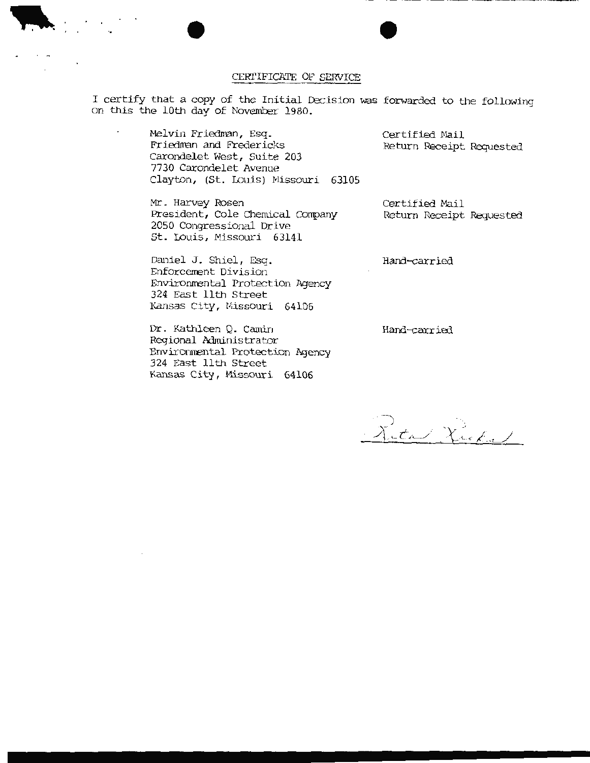## CERTIFICATE OF SERVICE

I certify that a copy of the Initial Decision was forwarded to the following on this the 10th day of November 1980.

| | |
|---|---|
| Melvin Friedman, Esq.<br>Friedman and Fredericks<br>Carondelet West, Suite 203<br>7730 Carondelet Avenue<br>Clayton, (St. Louis) Missouri 63105 | Certified Mail<br>Return Receipt Requested |
| Mr. Harvey Rosen<br>President, Cole Chemical Company<br>2050 Congressional Drive<br>St. Louis, Missouri 63141 | Certified Mail<br>Return Receipt Requested |
| Daniel J. Shiel, Esq.<br>Enforcement Division<br>Environmental Protection Agency<br>324 East 11th Street<br>Kansas City, Missouri 64106 | Hand-carried |
| Dr. Kathleen Q. Camin<br>Regional Administrator<br>Environmental Protection Agency<br>324 East 11th Street<br>Kansas City, Missouri 64106 | Hand-carried |

Rita Riche